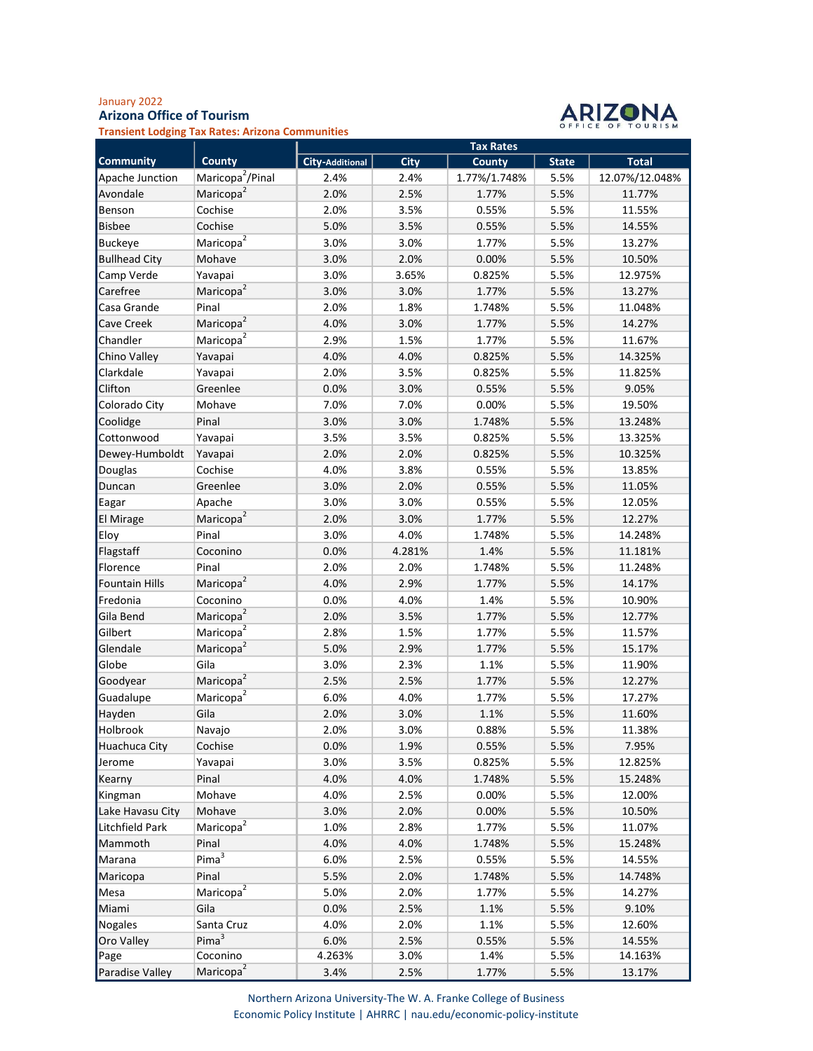January 2022

**Arizona Office of Tourism**

**Transient Lodging Tax Rates: Arizona Communities**

| Community | County | Tax Rates | | | | |
|---|---|---|---|---|---|---|
| | | City-Additional | City | County | State | Total |
| Apache Junction | Maricopa[2]/Pinal | 2.4% | 2.4% | 1.77%/1.748% | 5.5% | 12.07%/12.048% |
| Avondale | Maricopa[2] | 2.0% | 2.5% | 1.77% | 5.5% | 11.77% |
| Benson | Cochise | 2.0% | 3.5% | 0.55% | 5.5% | 11.55% |
| Bisbee | Cochise | 5.0% | 3.5% | 0.55% | 5.5% | 14.55% |
| Buckeye | Maricopa[2] | 3.0% | 3.0% | 1.77% | 5.5% | 13.27% |
| Bullhead City | Mohave | 3.0% | 2.0% | 0.00% | 5.5% | 10.50% |
| Camp Verde | Yavapai | 3.0% | 3.65% | 0.825% | 5.5% | 12.975% |
| Carefree | Maricopa[2] | 3.0% | 3.0% | 1.77% | 5.5% | 13.27% |
| Casa Grande | Pinal | 2.0% | 1.8% | 1.748% | 5.5% | 11.048% |
| Cave Creek | Maricopa[2] | 4.0% | 3.0% | 1.77% | 5.5% | 14.27% |
| Chandler | Maricopa[2] | 2.9% | 1.5% | 1.77% | 5.5% | 11.67% |
| Chino Valley | Yavapai | 4.0% | 4.0% | 0.825% | 5.5% | 14.325% |
| Clarkdale | Yavapai | 2.0% | 3.5% | 0.825% | 5.5% | 11.825% |
| Clifton | Greenlee | 0.0% | 3.0% | 0.55% | 5.5% | 9.05% |
| Colorado City | Mohave | 7.0% | 7.0% | 0.00% | 5.5% | 19.50% |
| Coolidge | Pinal | 3.0% | 3.0% | 1.748% | 5.5% | 13.248% |
| Cottonwood | Yavapai | 3.5% | 3.5% | 0.825% | 5.5% | 13.325% |
| Dewey-Humboldt | Yavapai | 2.0% | 2.0% | 0.825% | 5.5% | 10.325% |
| Douglas | Cochise | 4.0% | 3.8% | 0.55% | 5.5% | 13.85% |
| Duncan | Greenlee | 3.0% | 2.0% | 0.55% | 5.5% | 11.05% |
| Eagar | Apache | 3.0% | 3.0% | 0.55% | 5.5% | 12.05% |
| El Mirage | Maricopa[2] | 2.0% | 3.0% | 1.77% | 5.5% | 12.27% |
| Eloy | Pinal | 3.0% | 4.0% | 1.748% | 5.5% | 14.248% |
| Flagstaff | Coconino | 0.0% | 4.281% | 1.4% | 5.5% | 11.181% |
| Florence | Pinal | 2.0% | 2.0% | 1.748% | 5.5% | 11.248% |
| Fountain Hills | Maricopa[2] | 4.0% | 2.9% | 1.77% | 5.5% | 14.17% |
| Fredonia | Coconino | 0.0% | 4.0% | 1.4% | 5.5% | 10.90% |
| Gila Bend | Maricopa[2] | 2.0% | 3.5% | 1.77% | 5.5% | 12.77% |
| Gilbert | Maricopa[2] | 2.8% | 1.5% | 1.77% | 5.5% | 11.57% |
| Glendale | Maricopa[2] | 5.0% | 2.9% | 1.77% | 5.5% | 15.17% |
| Globe | Gila | 3.0% | 2.3% | 1.1% | 5.5% | 11.90% |
| Goodyear | Maricopa[2] | 2.5% | 2.5% | 1.77% | 5.5% | 12.27% |
| Guadalupe | Maricopa[2] | 6.0% | 4.0% | 1.77% | 5.5% | 17.27% |
| Hayden | Gila | 2.0% | 3.0% | 1.1% | 5.5% | 11.60% |
| Holbrook | Navajo | 2.0% | 3.0% | 0.88% | 5.5% | 11.38% |
| Huachuca City | Cochise | 0.0% | 1.9% | 0.55% | 5.5% | 7.95% |
| Jerome | Yavapai | 3.0% | 3.5% | 0.825% | 5.5% | 12.825% |
| Kearny | Pinal | 4.0% | 4.0% | 1.748% | 5.5% | 15.248% |
| Kingman | Mohave | 4.0% | 2.5% | 0.00% | 5.5% | 12.00% |
| Lake Havasu City | Mohave | 3.0% | 2.0% | 0.00% | 5.5% | 10.50% |
| Litchfield Park | Maricopa[2] | 1.0% | 2.8% | 1.77% | 5.5% | 11.07% |
| Mammoth | Pinal | 4.0% | 4.0% | 1.748% | 5.5% | 15.248% |
| Marana | Pima[3] | 6.0% | 2.5% | 0.55% | 5.5% | 14.55% |
| Maricopa | Pinal | 5.5% | 2.0% | 1.748% | 5.5% | 14.748% |
| Mesa | Maricopa[2] | 5.0% | 2.0% | 1.77% | 5.5% | 14.27% |
| Miami | Gila | 0.0% | 2.5% | 1.1% | 5.5% | 9.10% |
| Nogales | Santa Cruz | 4.0% | 2.0% | 1.1% | 5.5% | 12.60% |
| Oro Valley | Pima[3] | 6.0% | 2.5% | 0.55% | 5.5% | 14.55% |
| Page | Coconino | 4.263% | 3.0% | 1.4% | 5.5% | 14.163% |
| Paradise Valley | Maricopa[2] | 3.4% | 2.5% | 1.77% | 5.5% | 13.17% |

Northern Arizona University-The W. A. Franke College of Business
Economic Policy Institute | AHRRC | nau.edu/economic-policy-institute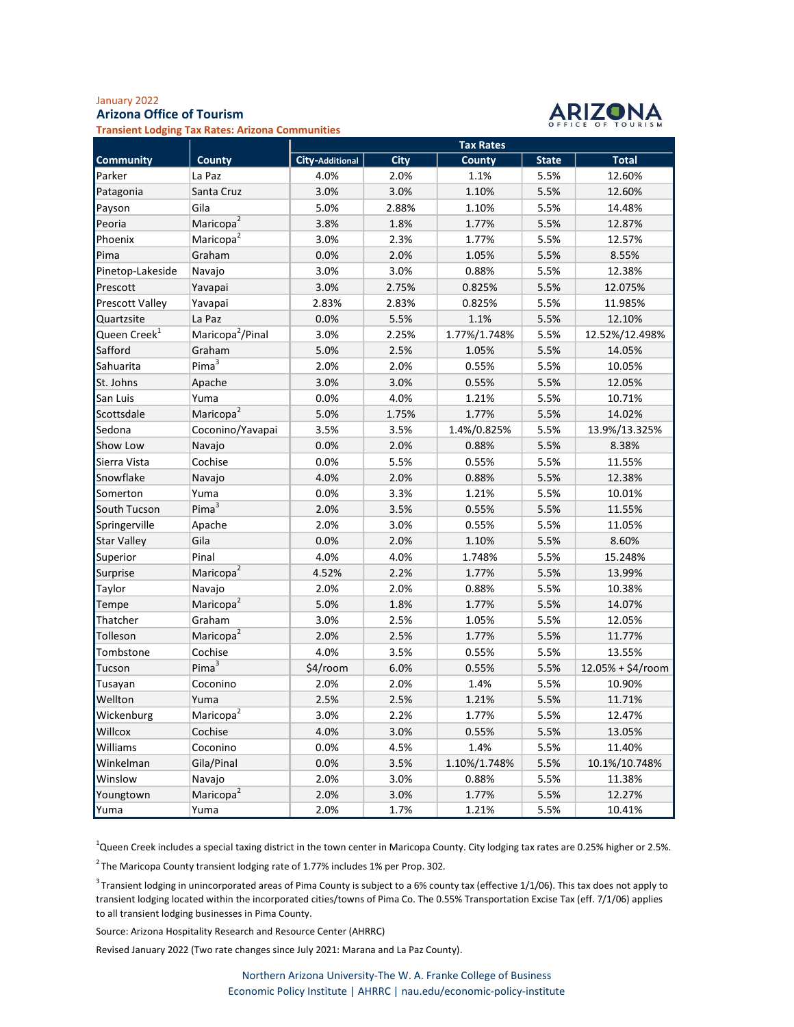January 2022

**Arizona Office of Tourism**

**Transient Lodging Tax Rates: Arizona Communities**

| Community | County | Tax Rates | | | | |
|---|---|---|---|---|---|---|
| | | City-Additional | City | County | State | Total |
| Parker | La Paz | 4.0% | 2.0% | 1.1% | 5.5% | 12.60% |
| Patagonia | Santa Cruz | 3.0% | 3.0% | 1.10% | 5.5% | 12.60% |
| Payson | Gila | 5.0% | 2.88% | 1.10% | 5.5% | 14.48% |
| Peoria | Maricopa[2] | 3.8% | 1.8% | 1.77% | 5.5% | 12.87% |
| Phoenix | Maricopa[2] | 3.0% | 2.3% | 1.77% | 5.5% | 12.57% |
| Pima | Graham | 0.0% | 2.0% | 1.05% | 5.5% | 8.55% |
| Pinetop-Lakeside | Navajo | 3.0% | 3.0% | 0.88% | 5.5% | 12.38% |
| Prescott | Yavapai | 3.0% | 2.75% | 0.825% | 5.5% | 12.075% |
| Prescott Valley | Yavapai | 2.83% | 2.83% | 0.825% | 5.5% | 11.985% |
| Quartzsite | La Paz | 0.0% | 5.5% | 1.1% | 5.5% | 12.10% |
| Queen Creek[1] | Maricopa[2]/Pinal | 3.0% | 2.25% | 1.77%/1.748% | 5.5% | 12.52%/12.498% |
| Safford | Graham | 5.0% | 2.5% | 1.05% | 5.5% | 14.05% |
| Sahuarita | Pima[3] | 2.0% | 2.0% | 0.55% | 5.5% | 10.05% |
| St. Johns | Apache | 3.0% | 3.0% | 0.55% | 5.5% | 12.05% |
| San Luis | Yuma | 0.0% | 4.0% | 1.21% | 5.5% | 10.71% |
| Scottsdale | Maricopa[2] | 5.0% | 1.75% | 1.77% | 5.5% | 14.02% |
| Sedona | Coconino/Yavapai | 3.5% | 3.5% | 1.4%/0.825% | 5.5% | 13.9%/13.325% |
| Show Low | Navajo | 0.0% | 2.0% | 0.88% | 5.5% | 8.38% |
| Sierra Vista | Cochise | 0.0% | 5.5% | 0.55% | 5.5% | 11.55% |
| Snowflake | Navajo | 4.0% | 2.0% | 0.88% | 5.5% | 12.38% |
| Somerton | Yuma | 0.0% | 3.3% | 1.21% | 5.5% | 10.01% |
| South Tucson | Pima[3] | 2.0% | 3.5% | 0.55% | 5.5% | 11.55% |
| Springerville | Apache | 2.0% | 3.0% | 0.55% | 5.5% | 11.05% |
| Star Valley | Gila | 0.0% | 2.0% | 1.10% | 5.5% | 8.60% |
| Superior | Pinal | 4.0% | 4.0% | 1.748% | 5.5% | 15.248% |
| Surprise | Maricopa[2] | 4.52% | 2.2% | 1.77% | 5.5% | 13.99% |
| Taylor | Navajo | 2.0% | 2.0% | 0.88% | 5.5% | 10.38% |
| Tempe | Maricopa[2] | 5.0% | 1.8% | 1.77% | 5.5% | 14.07% |
| Thatcher | Graham | 3.0% | 2.5% | 1.05% | 5.5% | 12.05% |
| Tolleson | Maricopa[2] | 2.0% | 2.5% | 1.77% | 5.5% | 11.77% |
| Tombstone | Cochise | 4.0% | 3.5% | 0.55% | 5.5% | 13.55% |
| Tucson | Pima[3] | $4/room | 6.0% | 0.55% | 5.5% | 12.05% + $4/room |
| Tusayan | Coconino | 2.0% | 2.0% | 1.4% | 5.5% | 10.90% |
| Wellton | Yuma | 2.5% | 2.5% | 1.21% | 5.5% | 11.71% |
| Wickenburg | Maricopa[2] | 3.0% | 2.2% | 1.77% | 5.5% | 12.47% |
| Willcox | Cochise | 4.0% | 3.0% | 0.55% | 5.5% | 13.05% |
| Williams | Coconino | 0.0% | 4.5% | 1.4% | 5.5% | 11.40% |
| Winkelman | Gila/Pinal | 0.0% | 3.5% | 1.10%/1.748% | 5.5% | 10.1%/10.748% |
| Winslow | Navajo | 2.0% | 3.0% | 0.88% | 5.5% | 11.38% |
| Youngtown | Maricopa[2] | 2.0% | 3.0% | 1.77% | 5.5% | 12.27% |
| Yuma | Yuma | 2.0% | 1.7% | 1.21% | 5.5% | 10.41% |

[1]Queen Creek includes a special taxing district in the town center in Maricopa County. City lodging tax rates are 0.25% higher or 2.5%.

[2]The Maricopa County transient lodging rate of 1.77% includes 1% per Prop. 302.

[3]Transient lodging in unincorporated areas of Pima County is subject to a 6% county tax (effective 1/1/06). This tax does not apply to transient lodging located within the incorporated cities/towns of Pima Co. The 0.55% Transportation Excise Tax (eff. 7/1/06) applies to all transient lodging businesses in Pima County.

Source: Arizona Hospitality Research and Resource Center (AHRRC)

Revised January 2022 (Two rate changes since July 2021: Marana and La Paz County).

Northern Arizona University-The W. A. Franke College of Business
Economic Policy Institute | AHRRC | nau.edu/economic-policy-institute